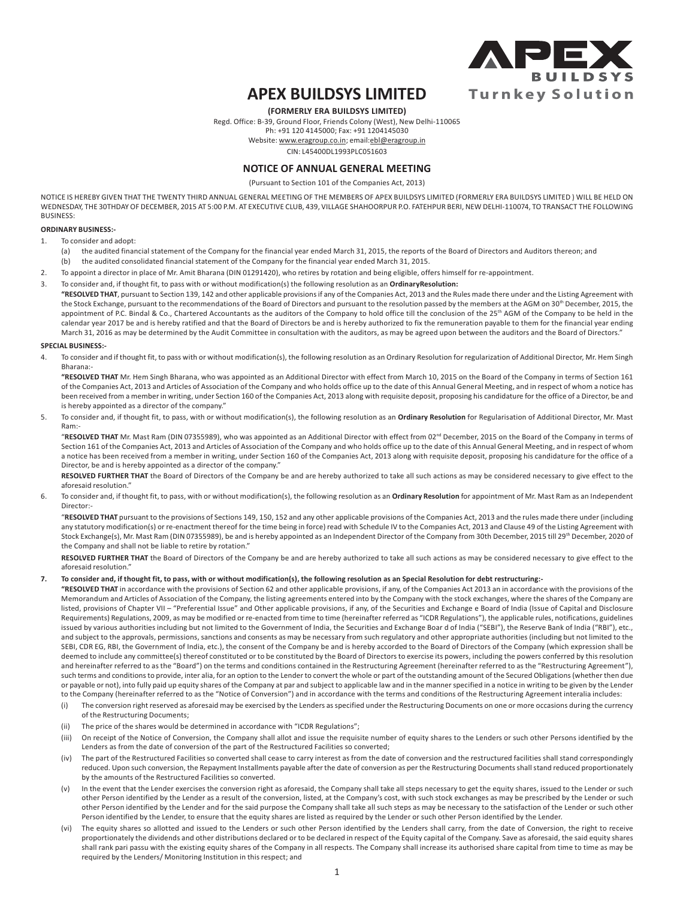# APEX BUILDSYS LIMITED

APEX BUILDSYS Turnkey Solution

**(FORMERLY ERA BUILDSYS LIMITED)**

Regd. Office: B-39, Ground Floor, Friends Colony (West), New Delhi-110065
Ph: +91 120 4145000; Fax: +91 1204145030
Website: www.eragroup.co.in; email:ebl@eragroup.in
CIN: L45400DL1993PLC051603

## NOTICE OF ANNUAL GENERAL MEETING

(Pursuant to Section 101 of the Companies Act, 2013)

NOTICE IS HEREBY GIVEN THAT THE TWENTY THIRD ANNUAL GENERAL MEETING OF THE MEMBERS OF APEX BUILDSYS LIMITED (FORMERLY ERA BUILDSYS LIMITED ) WILL BE HELD ON WEDNESDAY, THE 30THDAY OF DECEMBER, 2015 AT 5:00 P.M. AT EXECUTIVE CLUB, 439, VILLAGE SHAHOORPUR P.O. FATEHPUR BERI, NEW DELHI-110074, TO TRANSACT THE FOLLOWING BUSINESS:

**ORDINARY BUSINESS:-**

1. To consider and adopt:
   (a) the audited financial statement of the Company for the financial year ended March 31, 2015, the reports of the Board of Directors and Auditors thereon; and
   (b) the audited consolidated financial statement of the Company for the financial year ended March 31, 2015.
2. To appoint a director in place of Mr. Amit Bharana (DIN 01291420), who retires by rotation and being eligible, offers himself for re-appointment.
3. To consider and, if thought fit, to pass with or without modification(s) the following resolution as an **OrdinaryResolution:**

   **"RESOLVED THAT**, pursuant to Section 139, 142 and other applicable provisions if any of the Companies Act, 2013 and the Rules made there under and the Listing Agreement with the Stock Exchange, pursuant to the recommendations of the Board of Directors and pursuant to the resolution passed by the members at the AGM on 30th December, 2015, the appointment of P.C. Bindal & Co., Chartered Accountants as the auditors of the Company to hold office till the conclusion of the 25th AGM of the Company to be held in the calendar year 2017 be and is hereby ratified and that the Board of Directors be and is hereby authorized to fix the remuneration payable to them for the financial year ending March 31, 2016 as may be determined by the Audit Committee in consultation with the auditors, as may be agreed upon between the auditors and the Board of Directors."

**SPECIAL BUSINESS:-**

4. To consider and if thought fit, to pass with or without modification(s), the following resolution as an Ordinary Resolution for regularization of Additional Director, Mr. Hem Singh Bharana:-

   **"RESOLVED THAT** Mr. Hem Singh Bharana, who was appointed as an Additional Director with effect from March 10, 2015 on the Board of the Company in terms of Section 161 of the Companies Act, 2013 and Articles of Association of the Company and who holds office up to the date of this Annual General Meeting, and in respect of whom a notice has been received from a member in writing, under Section 160 of the Companies Act, 2013 along with requisite deposit, proposing his candidature for the office of a Director, be and is hereby appointed as a director of the company."

5. To consider and, if thought fit, to pass, with or without modification(s), the following resolution as an **Ordinary Resolution** for Regularisation of Additional Director, Mr. Mast Ram:-

   "**RESOLVED THAT** Mr. Mast Ram (DIN 07355989), who was appointed as an Additional Director with effect from 02nd December, 2015 on the Board of the Company in terms of Section 161 of the Companies Act, 2013 and Articles of Association of the Company and who holds office up to the date of this Annual General Meeting, and in respect of whom a notice has been received from a member in writing, under Section 160 of the Companies Act, 2013 along with requisite deposit, proposing his candidature for the office of a Director, be and is hereby appointed as a director of the company."

   **RESOLVED FURTHER THAT** the Board of Directors of the Company be and are hereby authorized to take all such actions as may be considered necessary to give effect to the aforesaid resolution."

6. To consider and, if thought fit, to pass, with or without modification(s), the following resolution as an **Ordinary Resolution** for appointment of Mr. Mast Ram as an Independent Director:-

   "**RESOLVED THAT** pursuant to the provisions of Sections 149, 150, 152 and any other applicable provisions of the Companies Act, 2013 and the rules made there under (including any statutory modification(s) or re-enactment thereof for the time being in force) read with Schedule IV to the Companies Act, 2013 and Clause 49 of the Listing Agreement with Stock Exchange(s), Mr. Mast Ram (DIN 07355989), be and is hereby appointed as an Independent Director of the Company from 30th December, 2015 till 29th December, 2020 of the Company and shall not be liable to retire by rotation."

   **RESOLVED FURTHER THAT** the Board of Directors of the Company be and are hereby authorized to take all such actions as may be considered necessary to give effect to the aforesaid resolution."

7. **To consider and, if thought fit, to pass, with or without modification(s), the following resolution as an Special Resolution for debt restructuring:-**

   **"RESOLVED THAT** in accordance with the provisions of Section 62 and other applicable provisions, if any, of the Companies Act 2013 an in accordance with the provisions of the Memorandum and Articles of Association of the Company, the listing agreements entered into by the Company with the stock exchanges, where the shares of the Company are listed, provisions of Chapter VII – "Preferential Issue" and Other applicable provisions, if any, of the Securities and Exchange e Board of India (Issue of Capital and Disclosure Requirements) Regulations, 2009, as may be modified or re-enacted from time to time (hereinafter referred as "ICDR Regulations"), the applicable rules, notifications, guidelines issued by various authorities including but not limited to the Government of India, the Securities and Exchange Boar d of India ("SEBI"), the Reserve Bank of India ("RBI"), etc., and subject to the approvals, permissions, sanctions and consents as may be necessary from such regulatory and other appropriate authorities (including but not limited to the SEBI, CDR EG, RBI, the Government of India, etc.), the consent of the Company be and is hereby accorded to the Board of Directors of the Company (which expression shall be deemed to include any committee(s) thereof constituted or to be constituted by the Board of Directors to exercise its powers, including the powers conferred by this resolution and hereinafter referred to as the "Board") on the terms and conditions contained in the Restructuring Agreement (hereinafter referred to as the "Restructuring Agreement"), such terms and conditions to provide, inter alia, for an option to the Lender to convert the whole or part of the outstanding amount of the Secured Obligations (whether then due or payable or not), into fully paid up equity shares of the Company at par and subject to applicable law and in the manner specified in a notice in writing to be given by the Lender to the Company (hereinafter referred to as the "Notice of Conversion") and in accordance with the terms and conditions of the Restructuring Agreement interalia includes:

   (i) The conversion right reserved as aforesaid may be exercised by the Lenders as specified under the Restructuring Documents on one or more occasions during the currency of the Restructuring Documents;
   (ii) The price of the shares would be determined in accordance with "ICDR Regulations";
   (iii) On receipt of the Notice of Conversion, the Company shall allot and issue the requisite number of equity shares to the Lenders or such other Persons identified by the Lenders as from the date of conversion of the part of the Restructured Facilities so converted;
   (iv) The part of the Restructured Facilities so converted shall cease to carry interest as from the date of conversion and the restructured facilities shall stand correspondingly reduced. Upon such conversion, the Repayment Installments payable after the date of conversion as per the Restructuring Documents shall stand reduced proportionately by the amounts of the Restructured Facilities so converted.
   (v) In the event that the Lender exercises the conversion right as aforesaid, the Company shall take all steps necessary to get the equity shares, issued to the Lender or such other Person identified by the Lender as a result of the conversion, listed, at the Company's cost, with such stock exchanges as may be prescribed by the Lender or such other Person identified by the Lender and for the said purpose the Company shall take all such steps as may be necessary to the satisfaction of the Lender or such other Person identified by the Lender, to ensure that the equity shares are listed as required by the Lender or such other Person identified by the Lender.
   (vi) The equity shares so allotted and issued to the Lenders or such other Person identified by the Lenders shall carry, from the date of Conversion, the right to receive proportionately the dividends and other distributions declared or to be declared in respect of the Equity capital of the Company. Save as aforesaid, the said equity shares shall rank pari passu with the existing equity shares of the Company in all respects. The Company shall increase its authorised share capital from time to time as may be required by the Lenders/ Monitoring Institution in this respect; and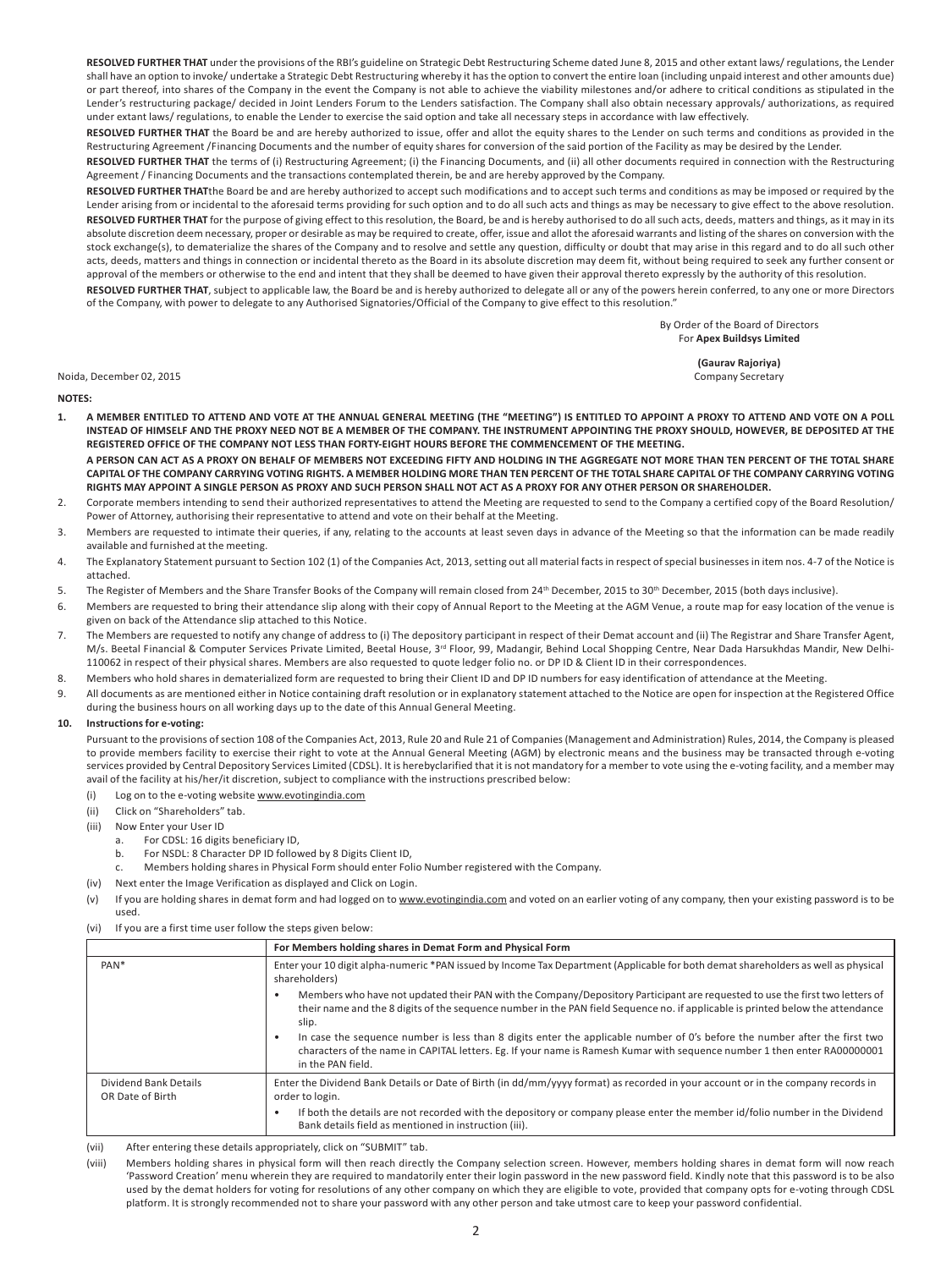**RESOLVED FURTHER THAT** under the provisions of the RBI's guideline on Strategic Debt Restructuring Scheme dated June 8, 2015 and other extant laws/ regulations, the Lender shall have an option to invoke/ undertake a Strategic Debt Restructuring whereby it has the option to convert the entire loan (including unpaid interest and other amounts due) or part thereof, into shares of the Company in the event the Company is not able to achieve the viability milestones and/or adhere to critical conditions as stipulated in the Lender's restructuring package/ decided in Joint Lenders Forum to the Lenders satisfaction. The Company shall also obtain necessary approvals/ authorizations, as required under extant laws/ regulations, to enable the Lender to exercise the said option and take all necessary steps in accordance with law effectively.

**RESOLVED FURTHER THAT** the Board be and are hereby authorized to issue, offer and allot the equity shares to the Lender on such terms and conditions as provided in the Restructuring Agreement /Financing Documents and the number of equity shares for conversion of the said portion of the Facility as may be desired by the Lender.

**RESOLVED FURTHER THAT** the terms of (i) Restructuring Agreement; (i) the Financing Documents, and (ii) all other documents required in connection with the Restructuring Agreement / Financing Documents and the transactions contemplated therein, be and are hereby approved by the Company.

**RESOLVED FURTHER THAT**the Board be and are hereby authorized to accept such modifications and to accept such terms and conditions as may be imposed or required by the Lender arising from or incidental to the aforesaid terms providing for such option and to do all such acts and things as may be necessary to give effect to the above resolution.

**RESOLVED FURTHER THAT** for the purpose of giving effect to this resolution, the Board, be and is hereby authorised to do all such acts, deeds, matters and things, as it may in its absolute discretion deem necessary, proper or desirable as may be required to create, offer, issue and allot the aforesaid warrants and listing of the shares on conversion with the stock exchange(s), to dematerialize the shares of the Company and to resolve and settle any question, difficulty or doubt that may arise in this regard and to do all such other acts, deeds, matters and things in connection or incidental thereto as the Board in its absolute discretion may deem fit, without being required to seek any further consent or approval of the members or otherwise to the end and intent that they shall be deemed to have given their approval thereto expressly by the authority of this resolution.

**RESOLVED FURTHER THAT**, subject to applicable law, the Board be and is hereby authorized to delegate all or any of the powers herein conferred, to any one or more Directors of the Company, with power to delegate to any Authorised Signatories/Official of the Company to give effect to this resolution."

By Order of the Board of Directors
For **Apex Buildsys Limited**

**(Gaurav Rajoriya)**
Company Secretary

Noida, December 02, 2015

**NOTES:**

1. **A MEMBER ENTITLED TO ATTEND AND VOTE AT THE ANNUAL GENERAL MEETING (THE "MEETING") IS ENTITLED TO APPOINT A PROXY TO ATTEND AND VOTE ON A POLL INSTEAD OF HIMSELF AND THE PROXY NEED NOT BE A MEMBER OF THE COMPANY. THE INSTRUMENT APPOINTING THE PROXY SHOULD, HOWEVER, BE DEPOSITED AT THE REGISTERED OFFICE OF THE COMPANY NOT LESS THAN FORTY-EIGHT HOURS BEFORE THE COMMENCEMENT OF THE MEETING.**

   **A PERSON CAN ACT AS A PROXY ON BEHALF OF MEMBERS NOT EXCEEDING FIFTY AND HOLDING IN THE AGGREGATE NOT MORE THAN TEN PERCENT OF THE TOTAL SHARE CAPITAL OF THE COMPANY CARRYING VOTING RIGHTS. A MEMBER HOLDING MORE THAN TEN PERCENT OF THE TOTAL SHARE CAPITAL OF THE COMPANY CARRYING VOTING RIGHTS MAY APPOINT A SINGLE PERSON AS PROXY AND SUCH PERSON SHALL NOT ACT AS A PROXY FOR ANY OTHER PERSON OR SHAREHOLDER.**

2. Corporate members intending to send their authorized representatives to attend the Meeting are requested to send to the Company a certified copy of the Board Resolution/ Power of Attorney, authorising their representative to attend and vote on their behalf at the Meeting.
3. Members are requested to intimate their queries, if any, relating to the accounts at least seven days in advance of the Meeting so that the information can be made readily available and furnished at the meeting.
4. The Explanatory Statement pursuant to Section 102 (1) of the Companies Act, 2013, setting out all material facts in respect of special businesses in item nos. 4-7 of the Notice is attached.
5. The Register of Members and the Share Transfer Books of the Company will remain closed from 24th December, 2015 to 30th December, 2015 (both days inclusive).
6. Members are requested to bring their attendance slip along with their copy of Annual Report to the Meeting at the AGM Venue, a route map for easy location of the venue is given on back of the Attendance slip attached to this Notice.
7. The Members are requested to notify any change of address to (i) The depository participant in respect of their Demat account and (ii) The Registrar and Share Transfer Agent, M/s. Beetal Financial & Computer Services Private Limited, Beetal House, 3rd Floor, 99, Madangir, Behind Local Shopping Centre, Near Dada Harsukhdas Mandir, New Delhi-110062 in respect of their physical shares. Members are also requested to quote ledger folio no. or DP ID & Client ID in their correspondences.
8. Members who hold shares in dematerialized form are requested to bring their Client ID and DP ID numbers for easy identification of attendance at the Meeting.
9. All documents as are mentioned either in Notice containing draft resolution or in explanatory statement attached to the Notice are open for inspection at the Registered Office during the business hours on all working days up to the date of this Annual General Meeting.
10. **Instructions for e-voting:**

    Pursuant to the provisions of section 108 of the Companies Act, 2013, Rule 20 and Rule 21 of Companies (Management and Administration) Rules, 2014, the Company is pleased to provide members facility to exercise their right to vote at the Annual General Meeting (AGM) by electronic means and the business may be transacted through e-voting services provided by Central Depository Services Limited (CDSL). It is herebyclarified that it is not mandatory for a member to vote using the e-voting facility, and a member may avail of the facility at his/her/it discretion, subject to compliance with the instructions prescribed below:

    (i) Log on to the e-voting website www.evotingindia.com

    (ii) Click on "Shareholders" tab.

    (iii) Now Enter your User ID
       a. For CDSL: 16 digits beneficiary ID,
       b. For NSDL: 8 Character DP ID followed by 8 Digits Client ID,
       c. Members holding shares in Physical Form should enter Folio Number registered with the Company.

    (iv) Next enter the Image Verification as displayed and Click on Login.

    (v) If you are holding shares in demat form and had logged on to www.evotingindia.com and voted on an earlier voting of any company, then your existing password is to be used.

    (vi) If you are a first time user follow the steps given below:

| | For Members holding shares in Demat Form and Physical Form |
|---|---|
| PAN* | Enter your 10 digit alpha-numeric *PAN issued by Income Tax Department (Applicable for both demat shareholders as well as physical shareholders)<br>• Members who have not updated their PAN with the Company/Depository Participant are requested to use the first two letters of their name and the 8 digits of the sequence number in the PAN field Sequence no. if applicable is printed below the attendance slip.<br>• In case the sequence number is less than 8 digits enter the applicable number of 0's before the number after the first two characters of the name in CAPITAL letters. Eg. If your name is Ramesh Kumar with sequence number 1 then enter RA00000001 in the PAN field. |
| Dividend Bank Details OR Date of Birth | Enter the Dividend Bank Details or Date of Birth (in dd/mm/yyyy format) as recorded in your account or in the company records in order to login.<br>• If both the details are not recorded with the depository or company please enter the member id/folio number in the Dividend Bank details field as mentioned in instruction (iii). |

    (vii) After entering these details appropriately, click on "SUBMIT" tab.

    (viii) Members holding shares in physical form will then reach directly the Company selection screen. However, members holding shares in demat form will now reach 'Password Creation' menu wherein they are required to mandatorily enter their login password in the new password field. Kindly note that this password is to be also used by the demat holders for voting for resolutions of any other company on which they are eligible to vote, provided that company opts for e-voting through CDSL platform. It is strongly recommended not to share your password with any other person and take utmost care to keep your password confidential.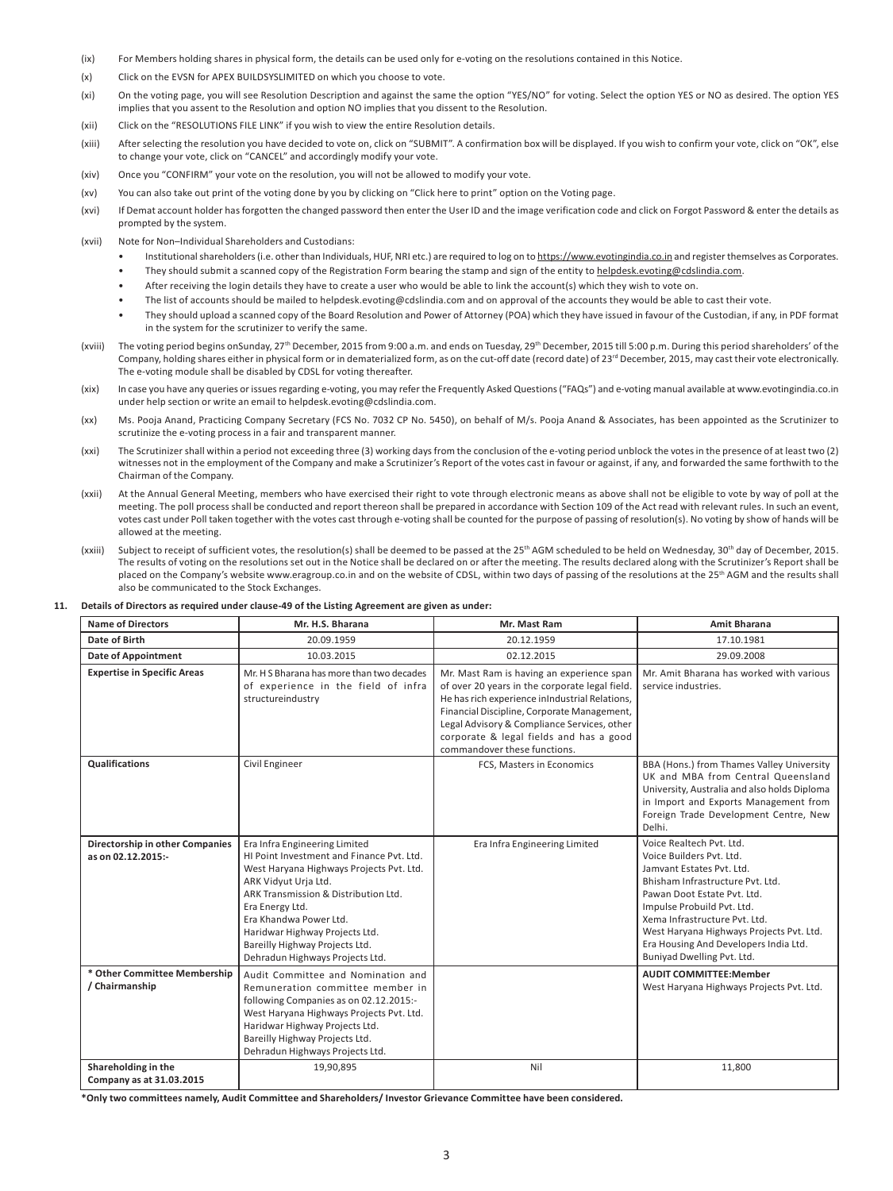(ix) For Members holding shares in physical form, the details can be used only for e-voting on the resolutions contained in this Notice.

(x) Click on the EVSN for APEX BUILDSYSLIMITED on which you choose to vote.

(xi) On the voting page, you will see Resolution Description and against the same the option "YES/NO" for voting. Select the option YES or NO as desired. The option YES implies that you assent to the Resolution and option NO implies that you dissent to the Resolution.

(xii) Click on the "RESOLUTIONS FILE LINK" if you wish to view the entire Resolution details.

(xiii) After selecting the resolution you have decided to vote on, click on "SUBMIT". A confirmation box will be displayed. If you wish to confirm your vote, click on "OK", else to change your vote, click on "CANCEL" and accordingly modify your vote.

(xiv) Once you "CONFIRM" your vote on the resolution, you will not be allowed to modify your vote.

(xv) You can also take out print of the voting done by you by clicking on "Click here to print" option on the Voting page.

(xvi) If Demat account holder has forgotten the changed password then enter the User ID and the image verification code and click on Forgot Password & enter the details as prompted by the system.

(xvii) Note for Non–Individual Shareholders and Custodians:

- Institutional shareholders (i.e. other than Individuals, HUF, NRI etc.) are required to log on to https://www.evotingindia.co.in and register themselves as Corporates.
- They should submit a scanned copy of the Registration Form bearing the stamp and sign of the entity to helpdesk.evoting@cdslindia.com.
- After receiving the login details they have to create a user who would be able to link the account(s) which they wish to vote on.
- The list of accounts should be mailed to helpdesk.evoting@cdslindia.com and on approval of the accounts they would be able to cast their vote.
- They should upload a scanned copy of the Board Resolution and Power of Attorney (POA) which they have issued in favour of the Custodian, if any, in PDF format in the system for the scrutinizer to verify the same.

(xviii) The voting period begins onSunday, 27th December, 2015 from 9:00 a.m. and ends on Tuesday, 29th December, 2015 till 5:00 p.m. During this period shareholders' of the Company, holding shares either in physical form or in dematerialized form, as on the cut-off date (record date) of 23rd December, 2015, may cast their vote electronically. The e-voting module shall be disabled by CDSL for voting thereafter.

(xix) In case you have any queries or issues regarding e-voting, you may refer the Frequently Asked Questions ("FAQs") and e-voting manual available at www.evotingindia.co.in under help section or write an email to helpdesk.evoting@cdslindia.com.

(xx) Ms. Pooja Anand, Practicing Company Secretary (FCS No. 7032 CP No. 5450), on behalf of M/s. Pooja Anand & Associates, has been appointed as the Scrutinizer to scrutinize the e-voting process in a fair and transparent manner.

(xxi) The Scrutinizer shall within a period not exceeding three (3) working days from the conclusion of the e-voting period unblock the votes in the presence of at least two (2) witnesses not in the employment of the Company and make a Scrutinizer's Report of the votes cast in favour or against, if any, and forwarded the same forthwith to the Chairman of the Company.

(xxii) At the Annual General Meeting, members who have exercised their right to vote through electronic means as above shall not be eligible to vote by way of poll at the meeting. The poll process shall be conducted and report thereon shall be prepared in accordance with Section 109 of the Act read with relevant rules. In such an event, votes cast under Poll taken together with the votes cast through e-voting shall be counted for the purpose of passing of resolution(s). No voting by show of hands will be allowed at the meeting.

(xxiii) Subject to receipt of sufficient votes, the resolution(s) shall be deemed to be passed at the 25th AGM scheduled to be held on Wednesday, 30th day of December, 2015. The results of voting on the resolutions set out in the Notice shall be declared on or after the meeting. The results declared along with the Scrutinizer's Report shall be placed on the Company's website www.eragroup.co.in and on the website of CDSL, within two days of passing of the resolutions at the 25th AGM and the results shall also be communicated to the Stock Exchanges.

**11. Details of Directors as required under clause-49 of the Listing Agreement are given as under:**

| Name of Directors | Mr. H.S. Bharana | Mr. Mast Ram | Amit Bharana |
|---|---|---|---|
| **Date of Birth** | 20.09.1959 | 20.12.1959 | 17.10.1981 |
| **Date of Appointment** | 10.03.2015 | 02.12.2015 | 29.09.2008 |
| **Expertise in Specific Areas** | Mr. H S Bharana has more than two decades of experience in the field of infra structureindustry | Mr. Mast Ram is having an experience span of over 20 years in the corporate legal field. He has rich experience inIndustrial Relations, Financial Discipline, Corporate Management, Legal Advisory & Compliance Services, other corporate & legal fields and has a good commandover these functions. | Mr. Amit Bharana has worked with various service industries. |
| **Qualifications** | Civil Engineer | FCS, Masters in Economics | BBA (Hons.) from Thames Valley University UK and MBA from Central Queensland University, Australia and also holds Diploma in Import and Exports Management from Foreign Trade Development Centre, New Delhi. |
| **Directorship in other Companies as on 02.12.2015:-** | Era Infra Engineering Limited<br>HI Point Investment and Finance Pvt. Ltd.<br>West Haryana Highways Projects Pvt. Ltd.<br>ARK Vidyut Urja Ltd.<br>ARK Transmission & Distribution Ltd.<br>Era Energy Ltd.<br>Era Khandwa Power Ltd.<br>Haridwar Highway Projects Ltd.<br>Bareilly Highway Projects Ltd.<br>Dehradun Highways Projects Ltd. | Era Infra Engineering Limited | Voice Realtech Pvt. Ltd.<br>Voice Builders Pvt. Ltd.<br>Jamvant Estates Pvt. Ltd.<br>Bhisham Infrastructure Pvt. Ltd.<br>Pawan Doot Estate Pvt. Ltd.<br>Impulse Probuild Pvt. Ltd.<br>Xema Infrastructure Pvt. Ltd.<br>West Haryana Highways Projects Pvt. Ltd.<br>Era Housing And Developers India Ltd.<br>Buniyad Dwelling Pvt. Ltd. |
| **\* Other Committee Membership / Chairmanship** | Audit Committee and Nomination and Remuneration committee member in following Companies as on 02.12.2015:-<br>West Haryana Highways Projects Pvt. Ltd.<br>Haridwar Highway Projects Ltd.<br>Bareilly Highway Projects Ltd.<br>Dehradun Highways Projects Ltd. | | **AUDIT COMMITTEE:Member**<br>West Haryana Highways Projects Pvt. Ltd. |
| **Shareholding in the Company as at 31.03.2015** | 19,90,895 | Nil | 11,800 |

**\*Only two committees namely, Audit Committee and Shareholders/ Investor Grievance Committee have been considered.**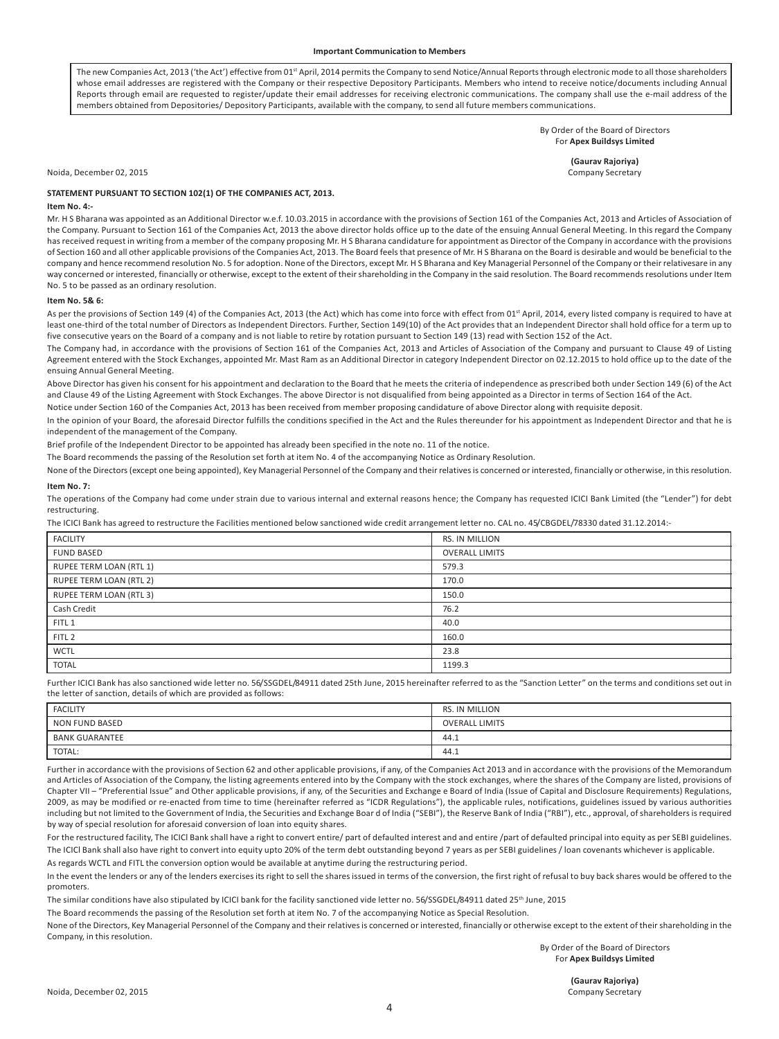**Important Communication to Members**

The new Companies Act, 2013 ('the Act') effective from 01st April, 2014 permits the Company to send Notice/Annual Reports through electronic mode to all those shareholders whose email addresses are registered with the Company or their respective Depository Participants. Members who intend to receive notice/documents including Annual Reports through email are requested to register/update their email addresses for receiving electronic communications. The company shall use the e-mail address of the members obtained from Depositories/ Depository Participants, available with the company, to send all future members communications.

By Order of the Board of Directors
For **Apex Buildsys Limited**

**(Gaurav Rajoriya)**
Company Secretary

Noida, December 02, 2015

**STATEMENT PURSUANT TO SECTION 102(1) OF THE COMPANIES ACT, 2013.**

**Item No. 4:-**

Mr. H S Bharana was appointed as an Additional Director w.e.f. 10.03.2015 in accordance with the provisions of Section 161 of the Companies Act, 2013 and Articles of Association of the Company. Pursuant to Section 161 of the Companies Act, 2013 the above director holds office up to the date of the ensuing Annual General Meeting. In this regard the Company has received request in writing from a member of the company proposing Mr. H S Bharana candidature for appointment as Director of the Company in accordance with the provisions of Section 160 and all other applicable provisions of the Companies Act, 2013. The Board feels that presence of Mr. H S Bharana on the Board is desirable and would be beneficial to the company and hence recommend resolution No. 5 for adoption. None of the Directors, except Mr. H S Bharana and Key Managerial Personnel of the Company or their relativesare in any way concerned or interested, financially or otherwise, except to the extent of their shareholding in the Company in the said resolution. The Board recommends resolutions under Item No. 5 to be passed as an ordinary resolution.

**Item No. 5& 6:**

As per the provisions of Section 149 (4) of the Companies Act, 2013 (the Act) which has come into force with effect from 01st April, 2014, every listed company is required to have at least one-third of the total number of Directors as Independent Directors. Further, Section 149(10) of the Act provides that an Independent Director shall hold office for a term up to five consecutive years on the Board of a company and is not liable to retire by rotation pursuant to Section 149 (13) read with Section 152 of the Act.

The Company had, in accordance with the provisions of Section 161 of the Companies Act, 2013 and Articles of Association of the Company and pursuant to Clause 49 of Listing Agreement entered with the Stock Exchanges, appointed Mr. Mast Ram as an Additional Director in category Independent Director on 02.12.2015 to hold office up to the date of the ensuing Annual General Meeting.

Above Director has given his consent for his appointment and declaration to the Board that he meets the criteria of independence as prescribed both under Section 149 (6) of the Act and Clause 49 of the Listing Agreement with Stock Exchanges. The above Director is not disqualified from being appointed as a Director in terms of Section 164 of the Act.

Notice under Section 160 of the Companies Act, 2013 has been received from member proposing candidature of above Director along with requisite deposit.

In the opinion of your Board, the aforesaid Director fulfills the conditions specified in the Act and the Rules thereunder for his appointment as Independent Director and that he is independent of the management of the Company.

Brief profile of the Independent Director to be appointed has already been specified in the note no. 11 of the notice.

The Board recommends the passing of the Resolution set forth at item No. 4 of the accompanying Notice as Ordinary Resolution.

None of the Directors (except one being appointed), Key Managerial Personnel of the Company and their relatives is concerned or interested, financially or otherwise, in this resolution.

**Item No. 7:**

The operations of the Company had come under strain due to various internal and external reasons hence; the Company has requested ICICI Bank Limited (the "Lender") for debt restructuring.

The ICICI Bank has agreed to restructure the Facilities mentioned below sanctioned wide credit arrangement letter no. CAL no. 45/CBGDEL/78330 dated 31.12.2014:-

| FACILITY | RS. IN MILLION |
|---|---|
| FUND BASED | OVERALL LIMITS |
| RUPEE TERM LOAN (RTL 1) | 579.3 |
| RUPEE TERM LOAN (RTL 2) | 170.0 |
| RUPEE TERM LOAN (RTL 3) | 150.0 |
| Cash Credit | 76.2 |
| FITL 1 | 40.0 |
| FITL 2 | 160.0 |
| WCTL | 23.8 |
| TOTAL | 1199.3 |

Further ICICI Bank has also sanctioned wide letter no. 56/SSGDEL/84911 dated 25th June, 2015 hereinafter referred to as the "Sanction Letter" on the terms and conditions set out in the letter of sanction, details of which are provided as follows:

| FACILITY | RS. IN MILLION |
|---|---|
| NON FUND BASED | OVERALL LIMITS |
| BANK GUARANTEE | 44.1 |
| TOTAL: | 44.1 |

Further in accordance with the provisions of Section 62 and other applicable provisions, if any, of the Companies Act 2013 and in accordance with the provisions of the Memorandum and Articles of Association of the Company, the listing agreements entered into by the Company with the stock exchanges, where the shares of the Company are listed, provisions of Chapter VII – "Preferential Issue" and Other applicable provisions, if any, of the Securities and Exchange e Board of India (Issue of Capital and Disclosure Requirements) Regulations, 2009, as may be modified or re-enacted from time to time (hereinafter referred as "ICDR Regulations"), the applicable rules, notifications, guidelines issued by various authorities including but not limited to the Government of India, the Securities and Exchange Boar d of India ("SEBI"), the Reserve Bank of India ("RBI"), etc., approval, of shareholders is required by way of special resolution for aforesaid conversion of loan into equity shares.

For the restructured facility, The ICICI Bank shall have a right to convert entire/ part of defaulted interest and and entire /part of defaulted principal into equity as per SEBI guidelines.

The ICICI Bank shall also have right to convert into equity upto 20% of the term debt outstanding beyond 7 years as per SEBI guidelines / loan covenants whichever is applicable.

As regards WCTL and FITL the conversion option would be available at anytime during the restructuring period.

In the event the lenders or any of the lenders exercises its right to sell the shares issued in terms of the conversion, the first right of refusal to buy back shares would be offered to the promoters.

The similar conditions have also stipulated by ICICI bank for the facility sanctioned vide letter no. 56/SSGDEL/84911 dated 25th June, 2015

The Board recommends the passing of the Resolution set forth at item No. 7 of the accompanying Notice as Special Resolution.

None of the Directors, Key Managerial Personnel of the Company and their relatives is concerned or interested, financially or otherwise except to the extent of their shareholding in the Company, in this resolution.

By Order of the Board of Directors
For **Apex Buildsys Limited**

**(Gaurav Rajoriya)**
Company Secretary

Noida, December 02, 2015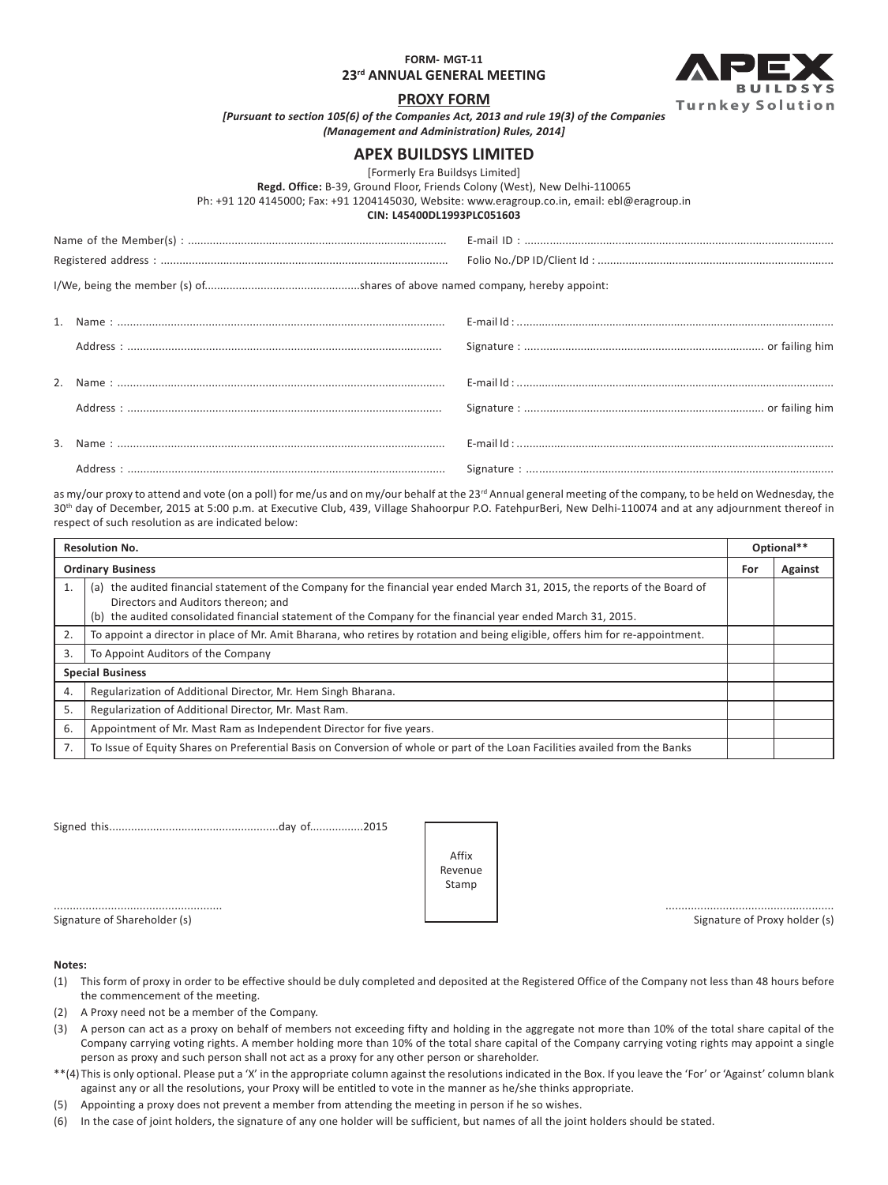**FORM- MGT-11**

**23rd ANNUAL GENERAL MEETING**

## PROXY FORM

***[Pursuant to section 105(6) of the Companies Act, 2013 and rule 19(3) of the Companies (Management and Administration) Rules, 2014]***

APEX BUILDSYS Turnkey Solution

## APEX BUILDSYS LIMITED

[Formerly Era Buildsys Limited]

**Regd. Office:** B-39, Ground Floor, Friends Colony (West), New Delhi-110065

Ph: +91 120 4145000; Fax: +91 1204145030, Website: www.eragroup.co.in, email: ebl@eragroup.in

**CIN: L45400DL1993PLC051603**

Name of the Member(s) : ................................................................................ E-mail ID : ..................................................................................................

Registered address : .......................................................................................... Folio No./DP ID/Client Id : ...........................................................................

I/We, being the member (s) of..................................................shares of above named company, hereby appoint:

1. Name : ....................................................................................................... E-mail Id : .....................................................................................................

   Address : ................................................................................................... Signature : ............................................................................ or failing him

2. Name : ....................................................................................................... E-mail Id : .....................................................................................................

   Address : ................................................................................................... Signature : ............................................................................ or failing him

3. Name : ....................................................................................................... E-mail Id : .....................................................................................................

   Address : ................................................................................................... Signature : .................................................................................................

as my/our proxy to attend and vote (on a poll) for me/us and on my/our behalf at the 23rd Annual general meeting of the company, to be held on Wednesday, the 30th day of December, 2015 at 5:00 p.m. at Executive Club, 439, Village Shahoorpur P.O. FatehpurBeri, New Delhi-110074 and at any adjournment thereof in respect of such resolution as are indicated below:

| Resolution No. | | Optional** | |
|---|---|---|---|
| **Ordinary Business** | | **For** | **Against** |
| 1. | (a) the audited financial statement of the Company for the financial year ended March 31, 2015, the reports of the Board of Directors and Auditors thereon; and (b) the audited consolidated financial statement of the Company for the financial year ended March 31, 2015. | | |
| 2. | To appoint a director in place of Mr. Amit Bharana, who retires by rotation and being eligible, offers him for re-appointment. | | |
| 3. | To Appoint Auditors of the Company | | |
| **Special Business** | | | |
| 4. | Regularization of Additional Director, Mr. Hem Singh Bharana. | | |
| 5. | Regularization of Additional Director, Mr. Mast Ram. | | |
| 6. | Appointment of Mr. Mast Ram as Independent Director for five years. | | |
| 7. | To Issue of Equity Shares on Preferential Basis on Conversion of whole or part of the Loan Facilities availed from the Banks | | |

Signed this......................................................day of................2015

Affix Revenue Stamp

.................................................... Signature of Shareholder (s)

.................................................... Signature of Proxy holder (s)

**Notes:**

(1) This form of proxy in order to be effective should be duly completed and deposited at the Registered Office of the Company not less than 48 hours before the commencement of the meeting.

(2) A Proxy need not be a member of the Company.

(3) A person can act as a proxy on behalf of members not exceeding fifty and holding in the aggregate not more than 10% of the total share capital of the Company carrying voting rights. A member holding more than 10% of the total share capital of the Company carrying voting rights may appoint a single person as proxy and such person shall not act as a proxy for any other person or shareholder.

**(4) This is only optional. Please put a 'X' in the appropriate column against the resolutions indicated in the Box. If you leave the 'For' or 'Against' column blank against any or all the resolutions, your Proxy will be entitled to vote in the manner as he/she thinks appropriate.

(5) Appointing a proxy does not prevent a member from attending the meeting in person if he so wishes.

(6) In the case of joint holders, the signature of any one holder will be sufficient, but names of all the joint holders should be stated.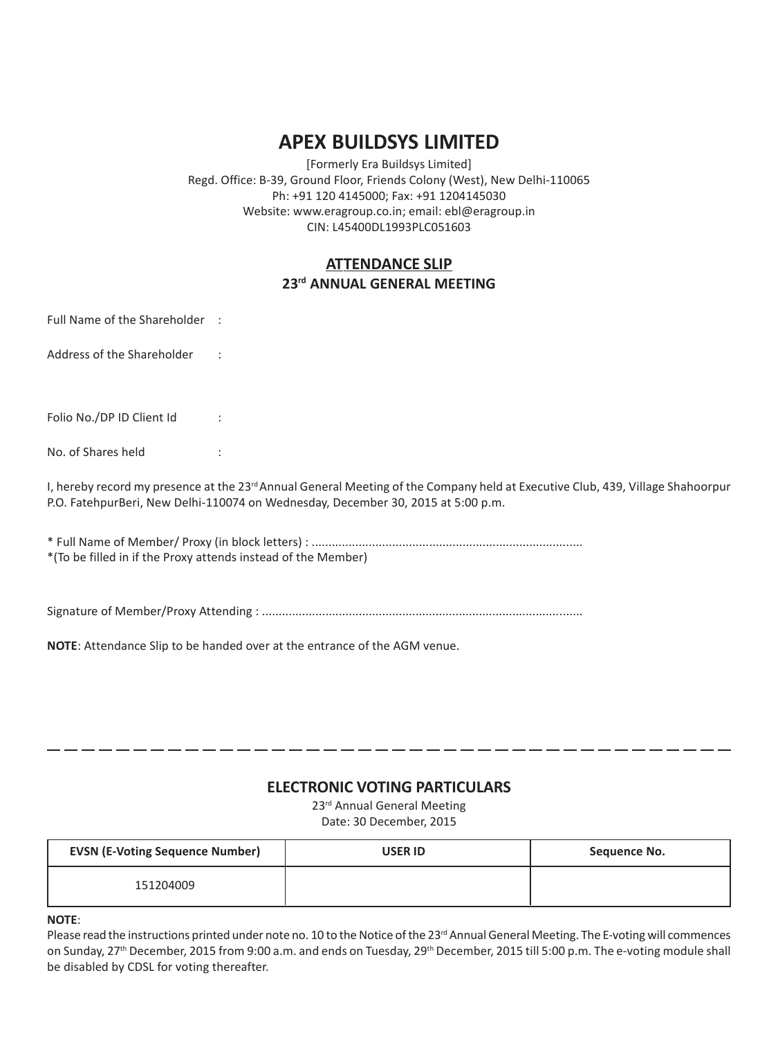# APEX BUILDSYS LIMITED

[Formerly Era Buildsys Limited]
Regd. Office: B-39, Ground Floor, Friends Colony (West), New Delhi-110065
Ph: +91 120 4145000; Fax: +91 1204145030
Website: www.eragroup.co.in; email: ebl@eragroup.in
CIN: L45400DL1993PLC051603

## ATTENDANCE SLIP

### 23rd ANNUAL GENERAL MEETING

Full Name of the Shareholder :

Address of the Shareholder :

Folio No./DP ID Client Id :

No. of Shares held :

I, hereby record my presence at the 23rd Annual General Meeting of the Company held at Executive Club, 439, Village Shahoorpur P.O. FatehpurBeri, New Delhi-110074 on Wednesday, December 30, 2015 at 5:00 p.m.

* Full Name of Member/ Proxy (in block letters) : ................................................................................
*(To be filled in if the Proxy attends instead of the Member)

Signature of Member/Proxy Attending : ..............................................................................................

**NOTE**: Attendance Slip to be handed over at the entrance of the AGM venue.

---

## ELECTRONIC VOTING PARTICULARS

23rd Annual General Meeting
Date: 30 December, 2015

| EVSN (E-Voting Sequence Number) | USER ID | Sequence No. |
|---|---|---|
| 151204009 | | |

**NOTE**:
Please read the instructions printed under note no. 10 to the Notice of the 23rd Annual General Meeting. The E-voting will commences on Sunday, 27th December, 2015 from 9:00 a.m. and ends on Tuesday, 29th December, 2015 till 5:00 p.m. The e-voting module shall be disabled by CDSL for voting thereafter.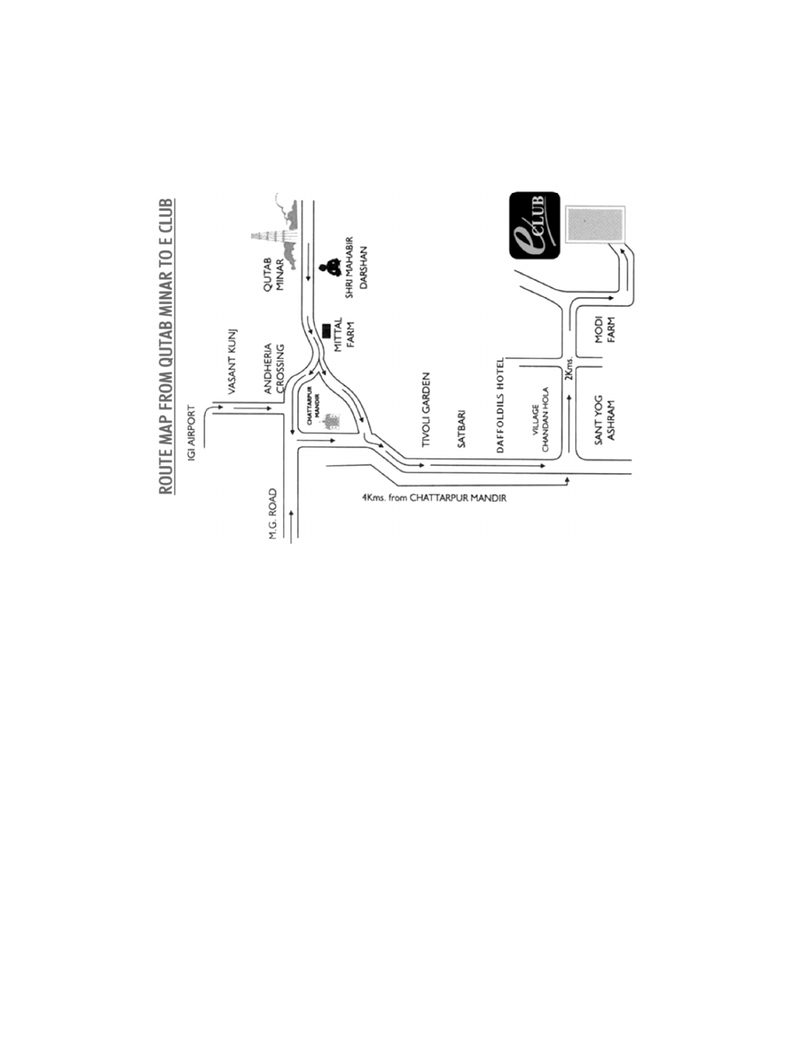# ROUTE MAP FROM QUTAB MINAR TO E CLUB

IGI AIRPORT

VASANT KUNJ

ANDHERIA CROSSING

QUTAB MINAR

SHRI MAHABIR DARSHAN

MITTAL FARM

CHATTARPUR MANDIR

M.G. ROAD

TIVOLI GARDEN

SATBARI

DAFFOLDILS HOTEL

VILLAGE CHANDAN HOLA

2Kms.

MODI FARM

SANT YOG ASHRAM

4Kms. from CHATTARPUR MANDIR

e CLUB